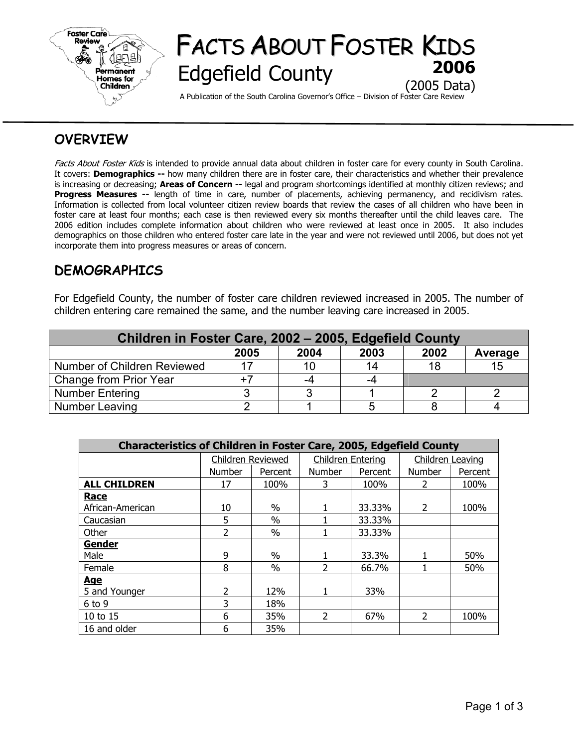# FACTS ABOUT FOSTER KIDS

## Edgefield County

**2006**

(2005 Data)

A Publication of the South Carolina Governor's Office – Division of Foster Care Review

## OVERVIEW

*Facts About Foster Kids* is intended to provide annual data about children in foster care for every county in South Carolina. It covers: **Demographics --** how many children there are in foster care, their characteristics and whether their prevalence is increasing or decreasing; **Areas of Concern --** legal and program shortcomings identified at monthly citizen reviews; and **Progress Measures --** length of time in care, number of placements, achieving permanency, and recidivism rates. Information is collected from local volunteer citizen review boards that review the cases of all children who have been in foster care at least four months; each case is then reviewed every six months thereafter until the child leaves care. The 2006 edition includes complete information about children who were reviewed at least once in 2005. It also includes demographics on those children who entered foster care late in the year and were not reviewed until 2006, but does not yet incorporate them into progress measures or areas of concern.

## DEMOGRAPHICS

For Edgefield County, the number of foster care children reviewed increased in 2005. The number of children entering care remained the same, and the number leaving care increased in 2005.

| Children in Foster Care, 2002 – 2005, Edgefield County | | | | | |
|---|---|---|---|---|---|
| | **2005** | **2004** | **2003** | **2002** | **Average** |
| Number of Children Reviewed | 17 | 10 | 14 | 18 | 15 |
| Change from Prior Year | +7 | -4 | -4 | | |
| Number Entering | 3 | 3 | 1 | 2 | 2 |
| Number Leaving | 2 | 1 | 5 | 8 | 4 |

| **Characteristics of Children in Foster Care, 2005, Edgefield County** | | | | | | |
|---|---|---|---|---|---|---|
| | Children Reviewed | | Children Entering | | Children Leaving | |
| | Number | Percent | Number | Percent | Number | Percent |
| **ALL CHILDREN** | 17 | 100% | 3 | 100% | 2 | 100% |
| **Race** | | | | | | |
| African-American | 10 | % | 1 | 33.33% | 2 | 100% |
| Caucasian | 5 | % | 1 | 33.33% | | |
| Other | 2 | % | 1 | 33.33% | | |
| **Gender** | | | | | | |
| Male | 9 | % | 1 | 33.3% | 1 | 50% |
| Female | 8 | % | 2 | 66.7% | 1 | 50% |
| **Age** | | | | | | |
| 5 and Younger | 2 | 12% | 1 | 33% | | |
| 6 to 9 | 3 | 18% | | | | |
| 10 to 15 | 6 | 35% | 2 | 67% | 2 | 100% |
| 16 and older | 6 | 35% | | | | |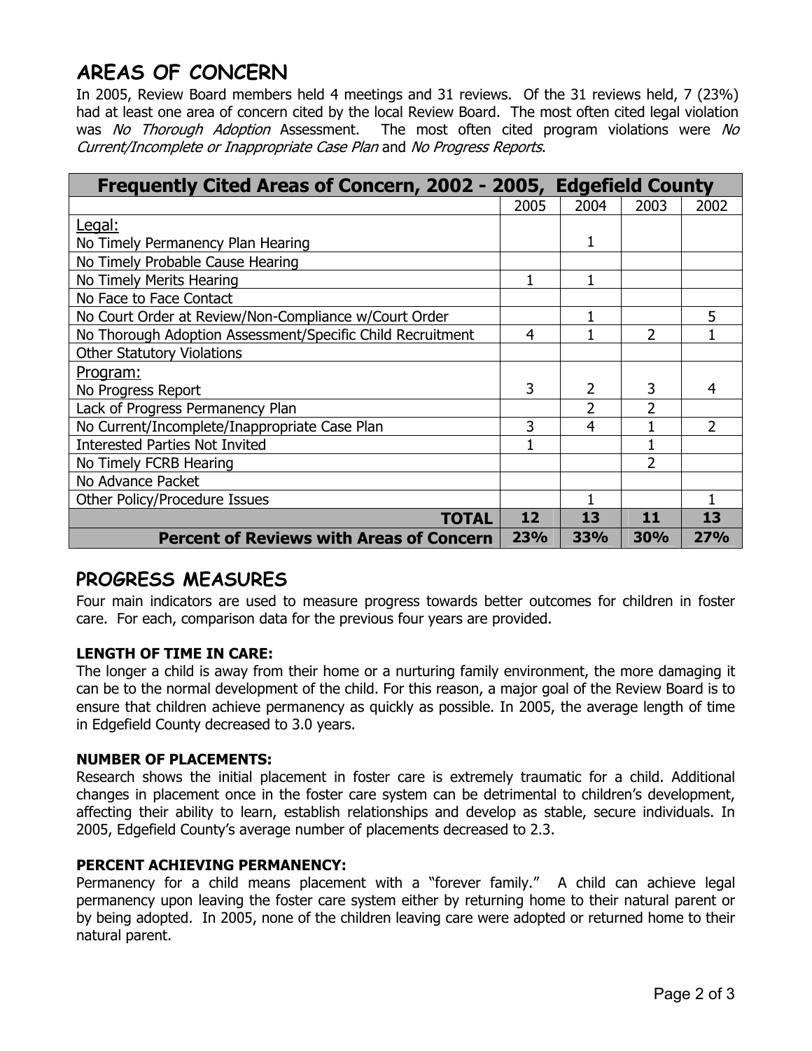## AREAS OF CONCERN

In 2005, Review Board members held 4 meetings and 31 reviews. Of the 31 reviews held, 7 (23%) had at least one area of concern cited by the local Review Board. The most often cited legal violation was *No Thorough Adoption* Assessment. The most often cited program violations were *No Current/Incomplete or Inappropriate Case Plan* and *No Progress Reports*.

| Frequently Cited Areas of Concern, 2002 - 2005, Edgefield County | | | | |
|---|---|---|---|---|
| | 2005 | 2004 | 2003 | 2002 |
| Legal:<br>No Timely Permanency Plan Hearing | | 1 | | |
| No Timely Probable Cause Hearing | | | | |
| No Timely Merits Hearing | 1 | 1 | | |
| No Face to Face Contact | | | | |
| No Court Order at Review/Non-Compliance w/Court Order | | 1 | | 5 |
| No Thorough Adoption Assessment/Specific Child Recruitment | 4 | 1 | 2 | 1 |
| Other Statutory Violations | | | | |
| Program:<br>No Progress Report | 3 | 2 | 3 | 4 |
| Lack of Progress Permanency Plan | | 2 | 2 | |
| No Current/Incomplete/Inappropriate Case Plan | 3 | 4 | 1 | 2 |
| Interested Parties Not Invited | 1 | | 1 | |
| No Timely FCRB Hearing | | | 2 | |
| No Advance Packet | | | | |
| Other Policy/Procedure Issues | | 1 | | 1 |
| **TOTAL** | **12** | **13** | **11** | **13** |
| **Percent of Reviews with Areas of Concern** | **23%** | **33%** | **30%** | **27%** |

## PROGRESS MEASURES

Four main indicators are used to measure progress towards better outcomes for children in foster care. For each, comparison data for the previous four years are provided.

### LENGTH OF TIME IN CARE:

The longer a child is away from their home or a nurturing family environment, the more damaging it can be to the normal development of the child. For this reason, a major goal of the Review Board is to ensure that children achieve permanency as quickly as possible. In 2005, the average length of time in Edgefield County decreased to 3.0 years.

### NUMBER OF PLACEMENTS:

Research shows the initial placement in foster care is extremely traumatic for a child. Additional changes in placement once in the foster care system can be detrimental to children's development, affecting their ability to learn, establish relationships and develop as stable, secure individuals. In 2005, Edgefield County's average number of placements decreased to 2.3.

### PERCENT ACHIEVING PERMANENCY:

Permanency for a child means placement with a "forever family." A child can achieve legal permanency upon leaving the foster care system either by returning home to their natural parent or by being adopted. In 2005, none of the children leaving care were adopted or returned home to their natural parent.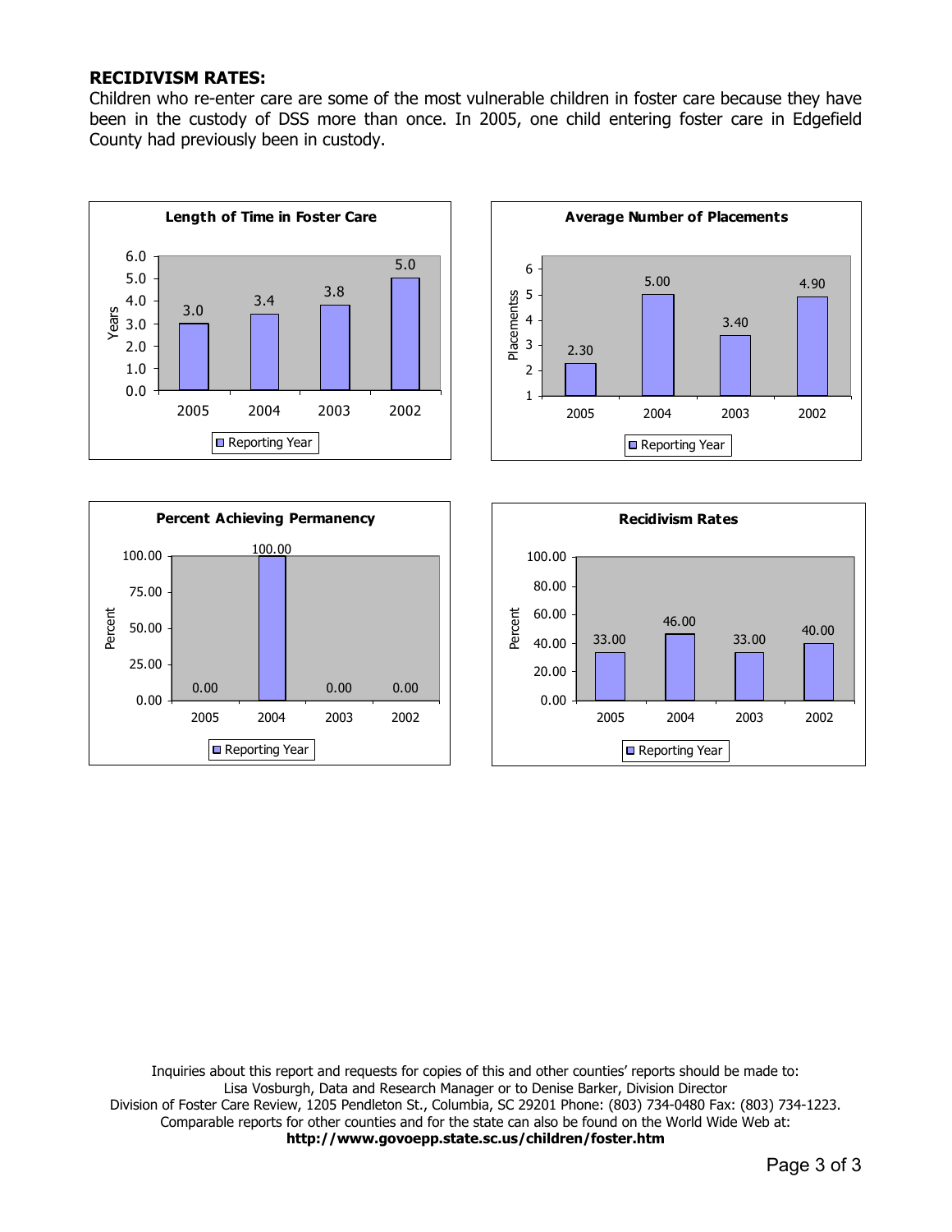**RECIDIVISM RATES:**
Children who re-enter care are some of the most vulnerable children in foster care because they have been in the custody of DSS more than once. In 2005, one child entering foster care in Edgefield County had previously been in custody.

**Length of Time in Foster Care**

Years

6.0
5.0
4.0
3.0
2.0
1.0
0.0

3.0
3.4
3.8
5.0

2005
2004
2003
2002

Reporting Year

**Average Number of Placements**

Placementss

6
5
4
3
2
1

2.30
5.00
3.40
4.90

2005
2004
2003
2002

Reporting Year

**Percent Achieving Permanency**

Percent

100.00
75.00
50.00
25.00
0.00

0.00
100.00
0.00
0.00

2005
2004
2003
2002

Reporting Year

**Recidivism Rates**

Percent

100.00
80.00
60.00
40.00
20.00
0.00

33.00
46.00
33.00
40.00

2005
2004
2003
2002

Reporting Year

Inquiries about this report and requests for copies of this and other counties' reports should be made to:
Lisa Vosburgh, Data and Research Manager or to Denise Barker, Division Director
Division of Foster Care Review, 1205 Pendleton St., Columbia, SC 29201 Phone: (803) 734-0480 Fax: (803) 734-1223.
Comparable reports for other counties and for the state can also be found on the World Wide Web at:
**http://www.govoepp.state.sc.us/children/foster.htm**